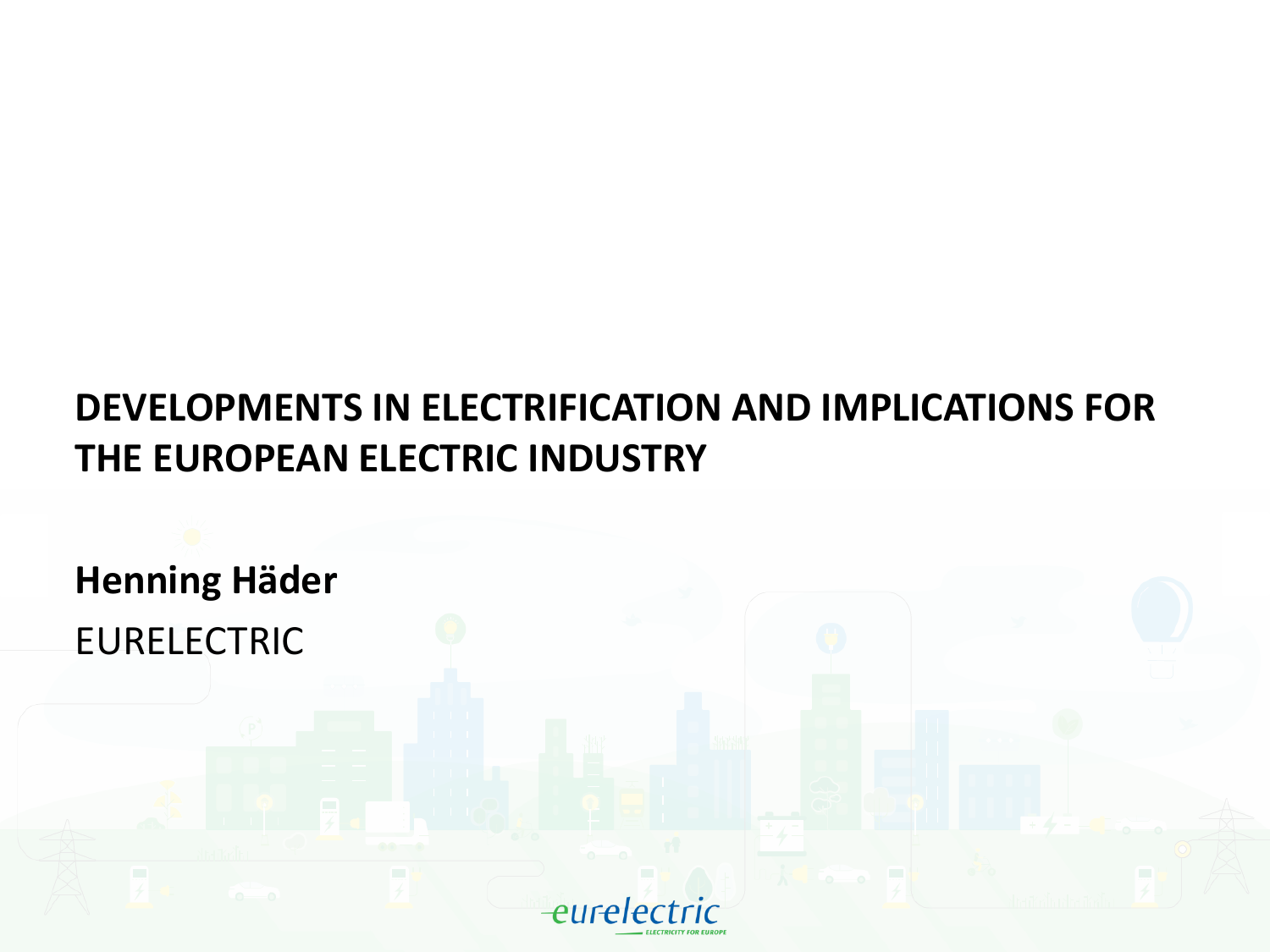# DEVELOPMENTS IN ELECTRIFICATION AND IMPLICATIONS FOR THE EUROPEAN ELECTRIC INDUSTRY

**Henning Häder**

EURELECTRIC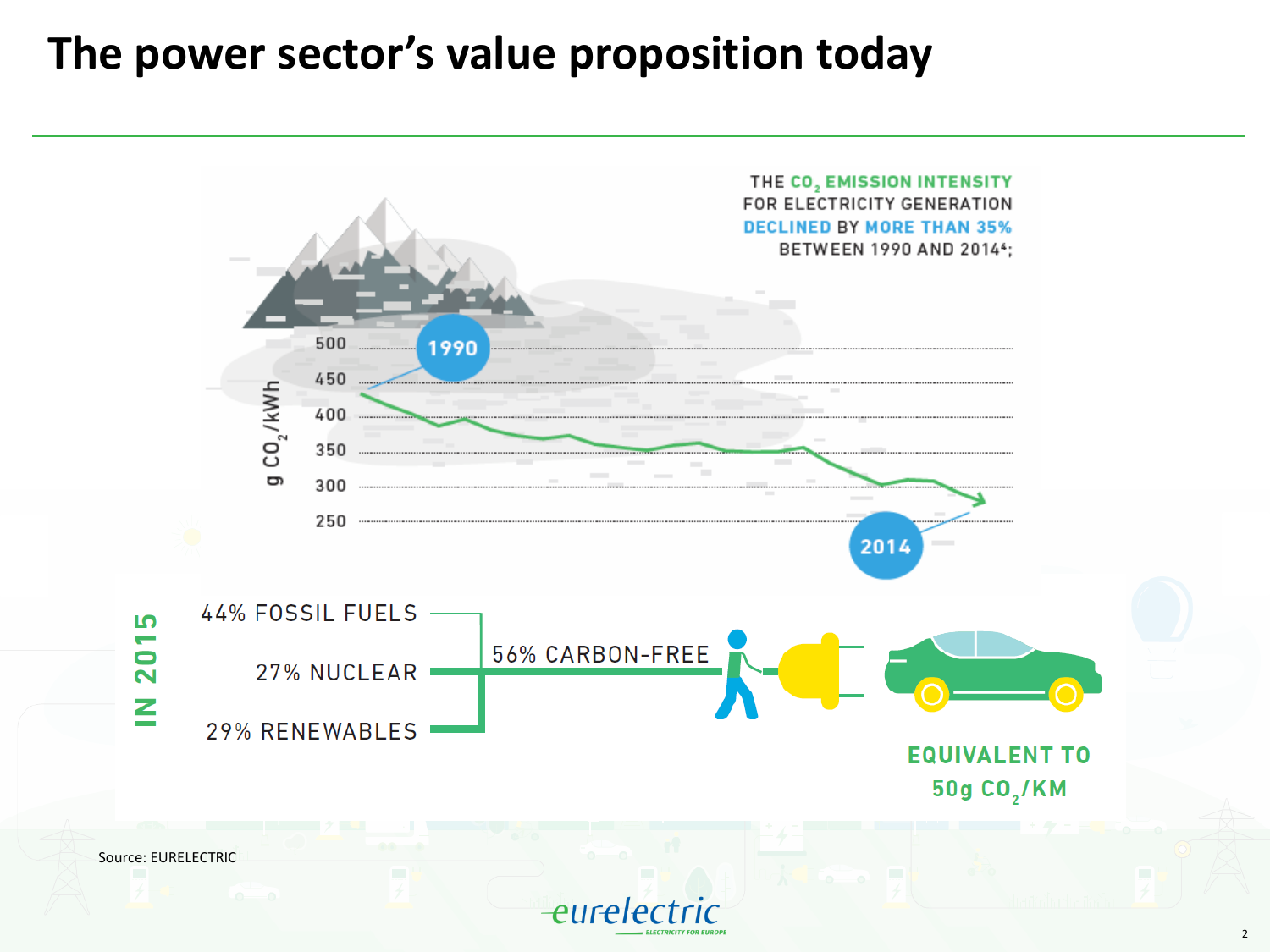# The power sector's value proposition today

THE $CO_2$ EMISSION INTENSITY FOR ELECTRICITY GENERATION DECLINED BY MORE THAN 35% BETWEEN 1990 AND 2014[4];

g $CO_2$/kWh

500
450
400
350
300
250

1990

2014

IN 2015

44% FOSSIL FUELS

27% NUCLEAR

29% RENEWABLES

56% CARBON-FREE

EQUIVALENT TO 50g $CO_2$/KM

Source: EURELECTRIC

eurelectric

ELECTRICITY FOR EUROPE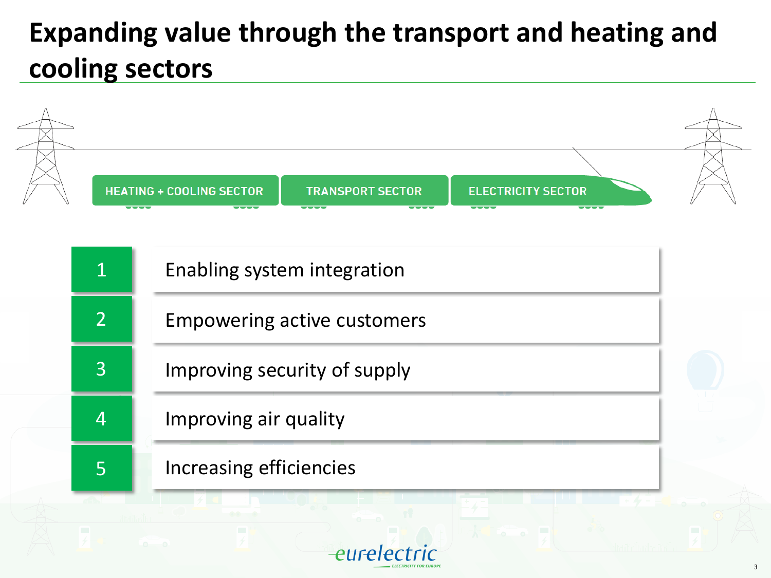# Expanding value through the transport and heating and cooling sectors

HEATING + COOLING SECTOR | TRANSPORT SECTOR | ELECTRICITY SECTOR

1. Enabling system integration
2. Empowering active customers
3. Improving security of supply
4. Improving air quality
5. Increasing efficiencies

eurelectric
ELECTRICITY FOR EUROPE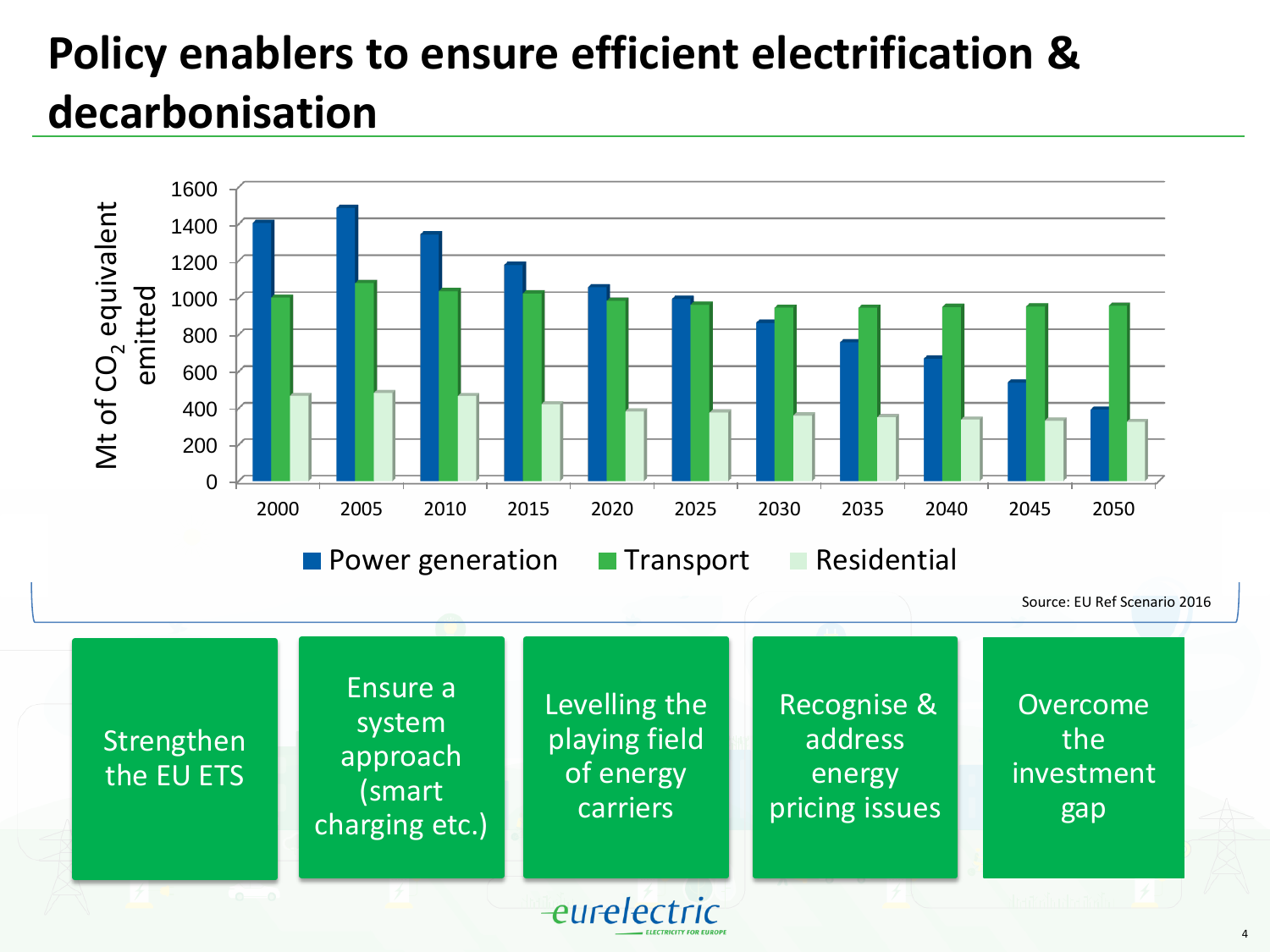# Policy enablers to ensure efficient electrification & decarbonisation

Mt of $CO_2$ equivalent emitted

| Year | Power generation | Transport | Residential |
|---|---|---|---|
| 2000 | ~1400 | ~1000 | ~460 |
| 2005 | ~1480 | ~1080 | ~480 |
| 2010 | ~1340 | ~1030 | ~460 |
| 2015 | ~1170 | ~1020 | ~420 |
| 2020 | ~1050 | ~980 | ~380 |
| 2025 | ~990 | ~960 | ~370 |
| 2030 | ~860 | ~940 | ~360 |
| 2035 | ~750 | ~940 | ~350 |
| 2040 | ~660 | ~940 | ~330 |
| 2045 | ~530 | ~950 | ~330 |
| 2050 | ~390 | ~950 | ~320 |

Source: EU Ref Scenario 2016

- Strengthen the EU ETS
- Ensure a system approach (smart charging etc.)
- Levelling the playing field of energy carriers
- Recognise & address energy pricing issues
- Overcome the investment gap

eurelectric
ELECTRICITY FOR EUROPE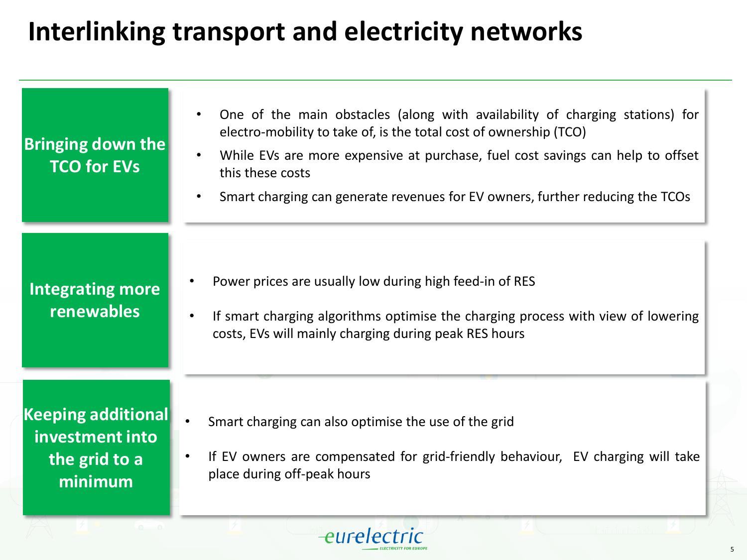# Interlinking transport and electricity networks

## Bringing down the TCO for EVs

- One of the main obstacles (along with availability of charging stations) for electro-mobility to take of, is the total cost of ownership (TCO)
- While EVs are more expensive at purchase, fuel cost savings can help to offset this these costs
- Smart charging can generate revenues for EV owners, further reducing the TCOs

## Integrating more renewables

- Power prices are usually low during high feed-in of RES
- If smart charging algorithms optimise the charging process with view of lowering costs, EVs will mainly charging during peak RES hours

## Keeping additional investment into the grid to a minimum

- Smart charging can also optimise the use of the grid
- If EV owners are compensated for grid-friendly behaviour, EV charging will take place during off-peak hours

eurelectric
ELECTRICITY FOR EUROPE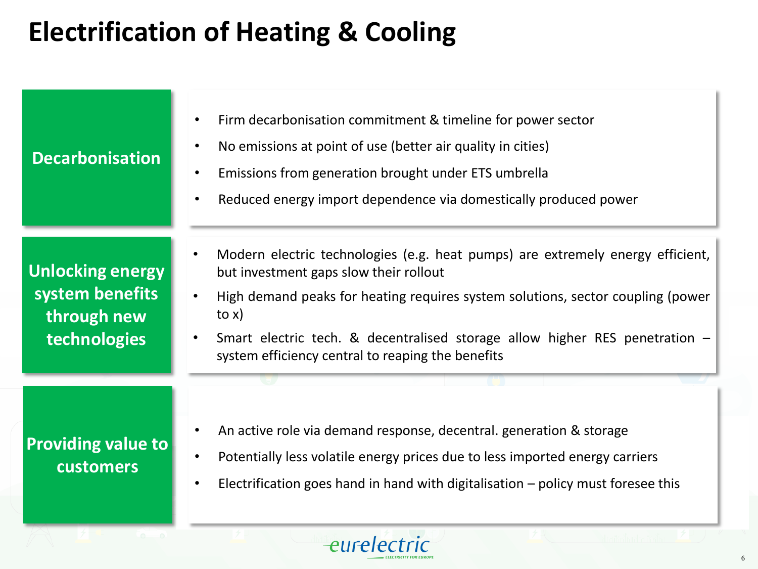# Electrification of Heating & Cooling

## Decarbonisation

- Firm decarbonisation commitment & timeline for power sector
- No emissions at point of use (better air quality in cities)
- Emissions from generation brought under ETS umbrella
- Reduced energy import dependence via domestically produced power

## Unlocking energy system benefits through new technologies

- Modern electric technologies (e.g. heat pumps) are extremely energy efficient, but investment gaps slow their rollout
- High demand peaks for heating requires system solutions, sector coupling (power to x)
- Smart electric tech. & decentralised storage allow higher RES penetration – system efficiency central to reaping the benefits

## Providing value to customers

- An active role via demand response, decentral. generation & storage
- Potentially less volatile energy prices due to less imported energy carriers
- Electrification goes hand in hand with digitalisation – policy must foresee this

eurelectric
ELECTRICITY FOR EUROPE